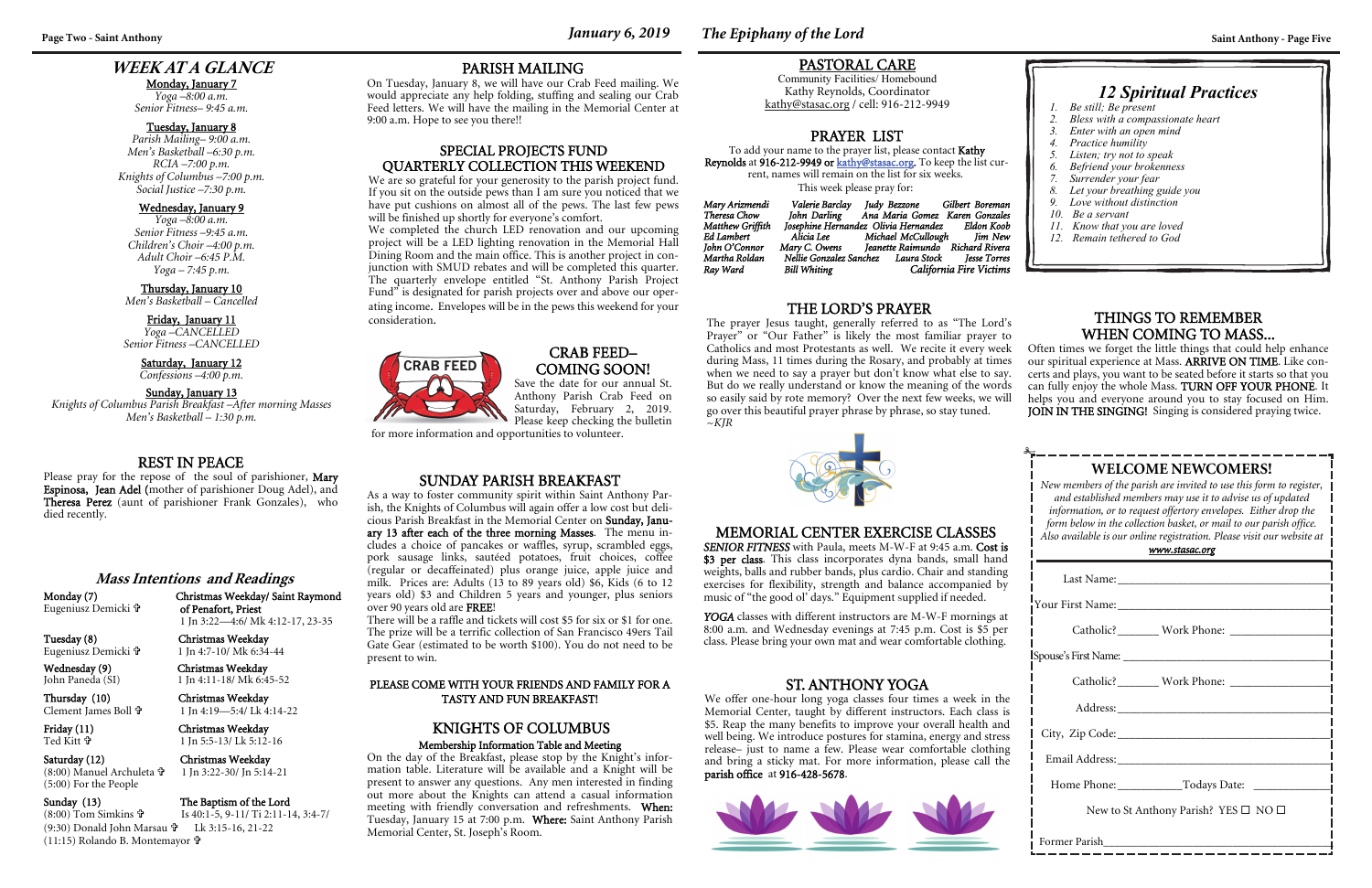# WEEK AT A GLANCE

**Monday, January 7**
*Yoga –8:00 a.m.*
*Senior Fitness– 9:45 a.m.*

**Tuesday, January 8**
*Parish Mailing– 9:00 a.m.*
*Men's Basketball –6:30 p.m.*
*RCIA –7:00 p.m.*
*Knights of Columbus –7:00 p.m.*
*Social Justice –7:30 p.m.*

**Wednesday, January 9**
*Yoga –8:00 a.m.*
*Senior Fitness –9:45 a.m.*
*Children's Choir –4:00 p.m.*
*Adult Choir –6:45 P.M.*
*Yoga – 7:45 p.m.*

**Thursday, January 10**
*Men's Basketball – Cancelled*

**Friday, January 11**
*Yoga –CANCELLED*
*Senior Fitness –CANCELLED*

**Saturday, January 12**
*Confessions –4:00 p.m.*

**Sunday, January 13**
*Knights of Columbus Parish Breakfast –After morning Masses*
*Men's Basketball – 1:30 p.m.*

## REST IN PEACE

Please pray for the repose of the soul of parishioner, **Mary Espinosa**, **Jean Adel** (mother of parishioner Doug Adel), and **Theresa Perez** (aunt of parishioner Frank Gonzales), who died recently.

## Mass Intentions and Readings

**Monday (7)** — **Christmas Weekday/ Saint Raymond of Penafort, Priest**
Eugeniusz Demicki ✞ — 1 Jn 3:22—4:6/ Mk 4:12-17, 23-35

**Tuesday (8)** — **Christmas Weekday**
Eugeniusz Demicki ✞ — 1 Jn 4:7-10/ Mk 6:34-44

**Wednesday (9)** — **Christmas Weekday**
John Paneda (SI) — 1 Jn 4:11-18/ Mk 6:45-52

**Thursday (10)** — **Christmas Weekday**
Clement James Boll ✞ — 1 Jn 4:19—5:4/ Lk 4:14-22

**Friday (11)** — **Christmas Weekday**
Ted Kitt ✞ — 1 Jn 5:5-13/ Lk 5:12-16

**Saturday (12)** — **Christmas Weekday**
(8:00) Manuel Archuleta ✞ — 1 Jn 3:22-30/ Jn 5:14-21
(5:00) For the People

**Sunday (13)** — **The Baptism of the Lord**
(8:00) Tom Simkins ✞ — Is 40:1-5, 9-11/ Ti 2:11-14, 3:4-7/
(9:30) Donald John Marsau ✞ — Lk 3:15-16, 21-22
(11:15) Rolando B. Montemayor ✞

## PARISH MAILING

On Tuesday, January 8, we will have our Crab Feed mailing. We would appreciate any help folding, stuffing and sealing our Crab Feed letters. We will have the mailing in the Memorial Center at 9:00 a.m. Hope to see you there!!

## SPECIAL PROJECTS FUND QUARTERLY COLLECTION THIS WEEKEND

We are so grateful for your generosity to the parish project fund. If you sit on the outside pews than I am sure you noticed that we have put cushions on almost all of the pews. The last few pews will be finished up shortly for everyone's comfort.

We completed the church LED renovation and our upcoming project will be a LED lighting renovation in the Memorial Hall Dining Room and the main office. This is another project in conjunction with SMUD rebates and will be completed this quarter. The quarterly envelope entitled "St. Anthony Parish Project Fund" is designated for parish projects over and above our operating income. Envelopes will be in the pews this weekend for your consideration.

## CRAB FEED– COMING SOON!

Save the date for our annual St. Anthony Parish Crab Feed on Saturday, February 2, 2019. Please keep checking the bulletin for more information and opportunities to volunteer.

## SUNDAY PARISH BREAKFAST

As a way to foster community spirit within Saint Anthony Parish, the Knights of Columbus will again offer a low cost but delicious Parish Breakfast in the Memorial Center on **Sunday, January 13 after each of the three morning Masses**. The menu includes a choice of pancakes or waffles, syrup, scrambled eggs, pork sausage links, sautéed potatoes, fruit choices, coffee (regular or decaffeinated) plus orange juice, apple juice and milk. Prices are: Adults (13 to 89 years old) $6, Kids (6 to 12 years old) $3 and Children 5 years and younger, plus seniors over 90 years old are **FREE**!

There will be a raffle and tickets will cost $5 for six or $1 for one. The prize will be a terrific collection of San Francisco 49ers Tail Gate Gear (estimated to be worth $100). You do not need to be present to win.

**PLEASE COME WITH YOUR FRIENDS AND FAMILY FOR A TASTY AND FUN BREAKFAST!**

## KNIGHTS OF COLUMBUS

**Membership Information Table and Meeting**

On the day of the Breakfast, please stop by the Knight's information table. Literature will be available and a Knight will be present to answer any questions. Any men interested in finding out more about the Knights can attend a casual information meeting with friendly conversation and refreshments. **When:** Tuesday, January 15 at 7:00 p.m. **Where:** Saint Anthony Parish Memorial Center, St. Joseph's Room.

## PASTORAL CARE

Community Facilities/ Homebound
Kathy Reynolds, Coordinator
kathy@stasac.org / cell: 916-212-9949

## PRAYER LIST

To add your name to the prayer list, please contact **Kathy Reynolds** at **916-212-9949** or **kathy@stasac.org**. To keep the list current, names will remain on the list for six weeks.

This week please pray for:

*Mary Arizmendi, Valerie Barclay, Judy Bezzone, Gilbert Boreman, Theresa Chow, John Darling, Ana Maria Gomez, Karen Gonzales, Matthew Griffith, Josephine Hernandez, Olivia Hernandez, Eldon Koob, Ed Lambert, Alicia Lee, Michael McCullough, Jim New, John O'Connor, Mary C. Owens, Jeanette Raimundo, Richard Rivera, Martha Roldan, Nellie Gonzalez Sanchez, Laura Stock, Jesse Torres, Ray Ward, Bill Whiting, California Fire Victims*

## THE LORD'S PRAYER

The prayer Jesus taught, generally referred to as "The Lord's Prayer" or "Our Father" is likely the most familiar prayer to Catholics and most Protestants as well. We recite it every week during Mass, 11 times during the Rosary, and probably at times when we need to say a prayer but don't know what else to say. But do we really understand or know the meaning of the words so easily said by rote memory? Over the next few weeks, we will go over this beautiful prayer phrase by phrase, so stay tuned.
~KJR

## MEMORIAL CENTER EXERCISE CLASSES

***SENIOR FITNESS*** with Paula, meets M-W-F at 9:45 a.m. **Cost is $3 per class**. This class incorporates dyna bands, small hand weights, balls and rubber bands, plus cardio. Chair and standing exercises for flexibility, strength and balance accompanied by music of "the good ol' days." Equipment supplied if needed.

***YOGA*** classes with different instructors are M-W-F mornings at 8:00 a.m. and Wednesday evenings at 7:45 p.m. Cost is $5 per class. Please bring your own mat and wear comfortable clothing.

## ST. ANTHONY YOGA

We offer one-hour long yoga classes four times a week in the Memorial Center, taught by different instructors. Each class is $5. Reap the many benefits to improve your overall health and well being. We introduce postures for stamina, energy and stress release– just to name a few. Please wear comfortable clothing and bring a sticky mat. For more information, please call the **parish office** at **916-428-5678**.

## 12 Spiritual Practices

1. *Be still; Be present*
2. *Bless with a compassionate heart*
3. *Enter with an open mind*
4. *Practice humility*
5. *Listen; try not to speak*
6. *Befriend your brokenness*
7. *Surrender your fear*
8. *Let your breathing guide you*
9. *Love without distinction*
10. *Be a servant*
11. *Know that you are loved*
12. *Remain tethered to God*

## THINGS TO REMEMBER WHEN COMING TO MASS...

Often times we forget the little things that could help enhance our spiritual experience at Mass. **ARRIVE ON TIME**. Like concerts and plays, you want to be seated before it starts so that you can fully enjoy the whole Mass. **TURN OFF YOUR PHONE**. It helps you and everyone around you to stay focused on Him. **JOIN IN THE SINGING!** Singing is considered praying twice.

## WELCOME NEWCOMERS!

*New members of the parish are invited to use this form to register, and established members may use it to advise us of updated information, or to request offertory envelopes. Either drop the form below in the collection basket, or mail to our parish office. Also available is our online registration. Please visit our website at **www.stasac.org***

Last Name:______________________________

Your First Name:______________________________

Catholic?_______ Work Phone: ________________

Spouse's First Name: ______________________________

Catholic?_______ Work Phone: ________________

Address:______________________________

City, Zip Code:______________________________

Email Address:______________________________

Home Phone:___________Todays Date: ____________

New to St Anthony Parish? YES ☐ NO ☐

Former Parish______________________________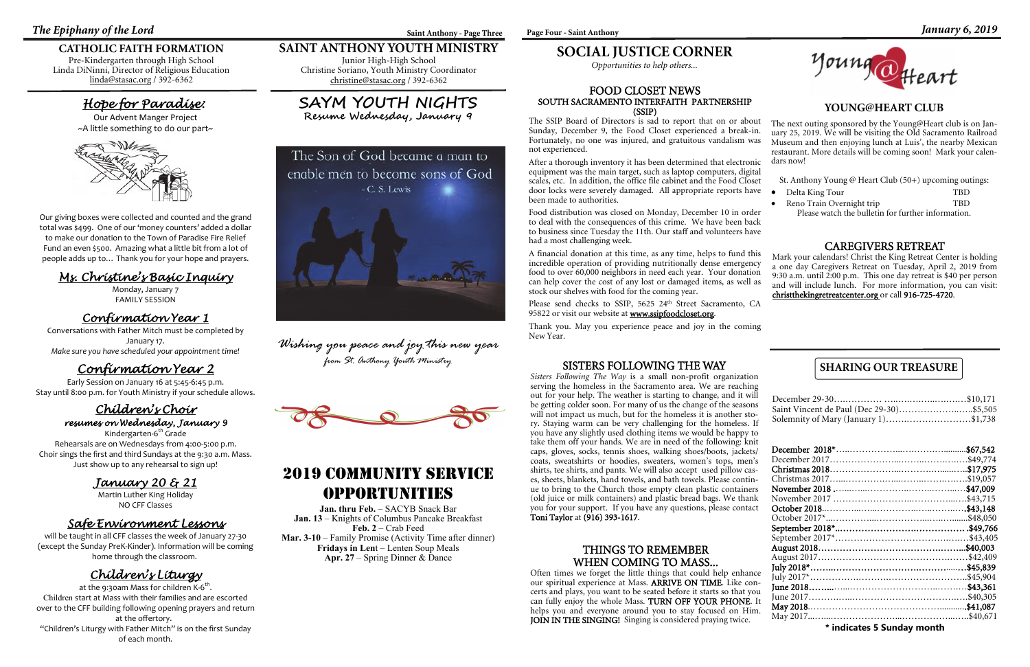## CATHOLIC FAITH FORMATION

Pre-Kindergarten through High School
Linda DiNinni, Director of Religious Education
linda@stasac.org / 392-6362

### *Hope for Paradise!*

Our Advent Manger Project
~A little something to do our part~

Our giving boxes were collected and counted and the grand total was $499. One of our 'money counters' added a dollar to make our donation to the Town of Paradise Fire Relief Fund an even $500. Amazing what a little bit from a lot of people adds up to… Thank you for your hope and prayers.

### *Ms. Christine's Basic Inquiry*

Monday, January 7
FAMILY SESSION

### *Confirmation Year 1*

Conversations with Father Mitch must be completed by January 17.
*Make sure you have scheduled your appointment time!*

### *Confirmation Year 2*

Early Session on January 16 at 5:45-6:45 p.m.
Stay until 8:00 p.m. for Youth Ministry if your schedule allows.

### *Children's Choir*

***resumes on Wednesday, January 9***

Kindergarten-6th Grade
Rehearsals are on Wednesdays from 4:00-5:00 p.m.
Choir sings the first and third Sundays at the 9:30 a.m. Mass.
Just show up to any rehearsal to sign up!

### *January 20 & 21*

Martin Luther King Holiday
NO CFF Classes

### *Safe Environment Lessons*

will be taught in all CFF classes the week of January 27-30 (except the Sunday PreK-Kinder). Information will be coming home through the classroom.

### *Children's Liturgy*

at the 9:30am Mass for children K-6th.
Children start at Mass with their families and are escorted over to the CFF building following opening prayers and return at the offertory.
"Children's Liturgy with Father Mitch" is on the first Sunday of each month.

## SAINT ANTHONY YOUTH MINISTRY

Junior High-High School
Christine Soriano, Youth Ministry Coordinator
christine@stasac.org / 392-6362

### SAYM YOUTH NIGHTS

**Resume Wednesday, January 9**

The Son of God became a man to enable men to become sons of God
- C. S. Lewis

*Wishing you peace and joy this new year from St. Anthony Youth Ministry*

## 2019 COMMUNITY SERVICE OPPORTUNITIES

**Jan. thru Feb.** – SACYB Snack Bar
**Jan. 13** – Knights of Columbus Pancake Breakfast
**Feb. 2** – Crab Feed
**Mar. 3-10** – Family Promise (Activity Time after dinner)
**Fridays in Lent** – Lenten Soup Meals
**Apr. 27** – Spring Dinner & Dance

## SOCIAL JUSTICE CORNER

*Opportunities to help others...*

### FOOD CLOSET NEWS

**SOUTH SACRAMENTO INTERFAITH PARTNERSHIP (SSIP)**

The SSIP Board of Directors is sad to report that on or about Sunday, December 9, the Food Closet experienced a break-in. Fortunately, no one was injured, and gratuitous vandalism was not experienced.

After a thorough inventory it has been determined that electronic equipment was the main target, such as laptop computers, digital scales, etc. In addition, the office file cabinet and the Food Closet door locks were severely damaged. All appropriate reports have been made to authorities.

Food distribution was closed on Monday, December 10 in order to deal with the consequences of this crime. We have been back to business since Tuesday the 11th. Our staff and volunteers have had a most challenging week.

A financial donation at this time, as any time, helps to fund this incredible operation of providing nutritionally dense emergency food to over 60,000 neighbors in need each year. Your donation can help cover the cost of any lost or damaged items, as well as stock our shelves with food for the coming year.

Please send checks to SSIP, 5625 24th Street Sacramento, CA 95822 or visit our website at **www.ssipfoodcloset.org**.

Thank you. May you experience peace and joy in the coming New Year.

### SISTERS FOLLOWING THE WAY

*Sisters Following The Way* is a small non-profit organization serving the homeless in the Sacramento area. We are reaching out for your help. The weather is starting to change, and it will be getting colder soon. For many of us the change of the seasons will not impact us much, but for the homeless it is another story. Staying warm can be very challenging for the homeless. If you have any slightly used clothing items we would be happy to take them off your hands. We are in need of the following: knit caps, gloves, socks, tennis shoes, walking shoes/boots, jackets/coats, sweatshirts or hoodies, sweaters, women's tops, men's shirts, tee shirts, and pants. We will also accept used pillow cases, sheets, blankets, hand towels, and bath towels. Please continue to bring to the Church those empty clean plastic containers (old juice or milk containers) and plastic bread bags. We thank you for your support. If you have any questions, please contact **Toni Taylor** at **(916) 393-1617**.

### THINGS TO REMEMBER WHEN COMING TO MASS...

Often times we forget the little things that could help enhance our spiritual experience at Mass. **ARRIVE ON TIME**. Like concerts and plays, you want to be seated before it starts so that you can fully enjoy the whole Mass. **TURN OFF YOUR PHONE**. It helps you and everyone around you to stay focused on Him. **JOIN IN THE SINGING!** Singing is considered praying twice.

## YOUNG@HEART CLUB

The next outing sponsored by the Young@Heart club is on January 25, 2019. We will be visiting the Old Sacramento Railroad Museum and then enjoying lunch at Luis', the nearby Mexican restaurant. More details will be coming soon! Mark your calendars now!

St. Anthony Young @ Heart Club (50+) upcoming outings:

- Delta King Tour — TBD
- Reno Train Overnight trip — TBD

Please watch the bulletin for further information.

### CAREGIVERS RETREAT

Mark your calendars! Christ the King Retreat Center is holding a one day Caregivers Retreat on Tuesday, April 2, 2019 from 9:30 a.m. until 2:00 p.m. This one day retreat is $40 per person and will include lunch. For more information, you can visit: **christthekingretreatcenter.org** or call **916-725-4720**.

## SHARING OUR TREASURE

| | |
|---|---|
| December 29-30 | $10,171 |
| Saint Vincent de Paul (Dec 29-30) | $5,505 |
| Solemnity of Mary (January 1) | $1,738 |

| | |
|---|---|
| **December 2018*** | **$67,542** |
| December 2017 | $49,774 |
| **Christmas 2018** | **$17,975** |
| Christmas 2017 | $19,057 |
| **November 2018** | **$47,009** |
| November 2017 | $43,715 |
| **October 2018** | **$43,148** |
| October 2017* | $48,050 |
| **September 2018*** | **$49,766** |
| September 2017* | $43,405 |
| **August 2018** | **$40,003** |
| August 2017 | $42,409 |
| **July 2018*** | **$45,839** |
| July 2017* | $45,904 |
| **June 2018** | **$43,361** |
| June 2017 | $40,305 |
| **May 2018** | **$41,087** |
| May 2017 | $40,671 |

**\* indicates 5 Sunday month**